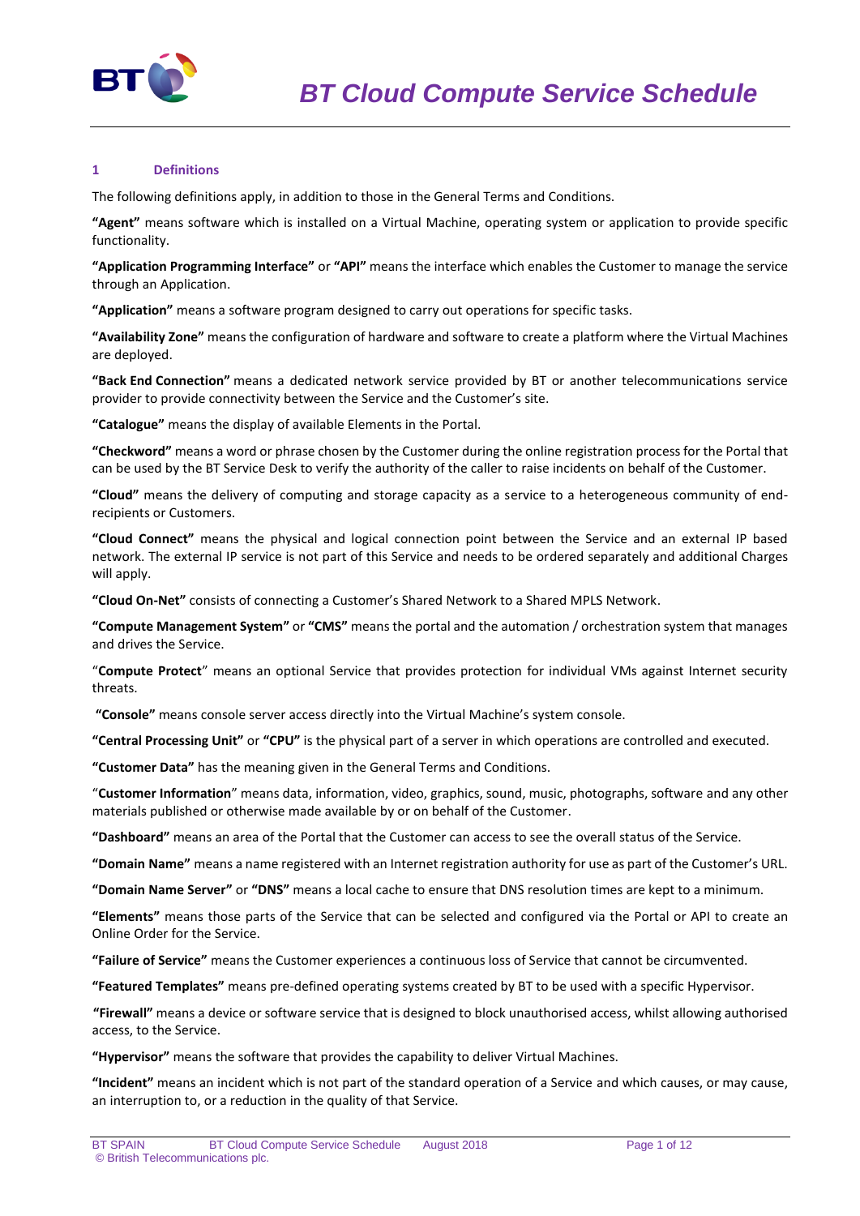# BT Cloud Compute Service Schedule

## 1 Definitions

The following definitions apply, in addition to those in the General Terms and Conditions.

**"Agent"** means software which is installed on a Virtual Machine, operating system or application to provide specific functionality.

**"Application Programming Interface"** or **"API"** means the interface which enables the Customer to manage the service through an Application.

**"Application"** means a software program designed to carry out operations for specific tasks.

**"Availability Zone"** means the configuration of hardware and software to create a platform where the Virtual Machines are deployed.

**"Back End Connection"** means a dedicated network service provided by BT or another telecommunications service provider to provide connectivity between the Service and the Customer's site.

**"Catalogue"** means the display of available Elements in the Portal.

**"Checkword"** means a word or phrase chosen by the Customer during the online registration process for the Portal that can be used by the BT Service Desk to verify the authority of the caller to raise incidents on behalf of the Customer.

**"Cloud"** means the delivery of computing and storage capacity as a service to a heterogeneous community of end-recipients or Customers.

**"Cloud Connect"** means the physical and logical connection point between the Service and an external IP based network. The external IP service is not part of this Service and needs to be ordered separately and additional Charges will apply.

**"Cloud On-Net"** consists of connecting a Customer's Shared Network to a Shared MPLS Network.

**"Compute Management System"** or **"CMS"** means the portal and the automation / orchestration system that manages and drives the Service.

"**Compute Protect**" means an optional Service that provides protection for individual VMs against Internet security threats.

**"Console"** means console server access directly into the Virtual Machine's system console.

**"Central Processing Unit"** or **"CPU"** is the physical part of a server in which operations are controlled and executed.

**"Customer Data"** has the meaning given in the General Terms and Conditions.

"**Customer Information**" means data, information, video, graphics, sound, music, photographs, software and any other materials published or otherwise made available by or on behalf of the Customer.

**"Dashboard"** means an area of the Portal that the Customer can access to see the overall status of the Service.

**"Domain Name"** means a name registered with an Internet registration authority for use as part of the Customer's URL.

**"Domain Name Server"** or **"DNS"** means a local cache to ensure that DNS resolution times are kept to a minimum.

**"Elements"** means those parts of the Service that can be selected and configured via the Portal or API to create an Online Order for the Service.

**"Failure of Service"** means the Customer experiences a continuous loss of Service that cannot be circumvented.

**"Featured Templates"** means pre-defined operating systems created by BT to be used with a specific Hypervisor.

**"Firewall"** means a device or software service that is designed to block unauthorised access, whilst allowing authorised access, to the Service.

**"Hypervisor"** means the software that provides the capability to deliver Virtual Machines.

**"Incident"** means an incident which is not part of the standard operation of a Service and which causes, or may cause, an interruption to, or a reduction in the quality of that Service.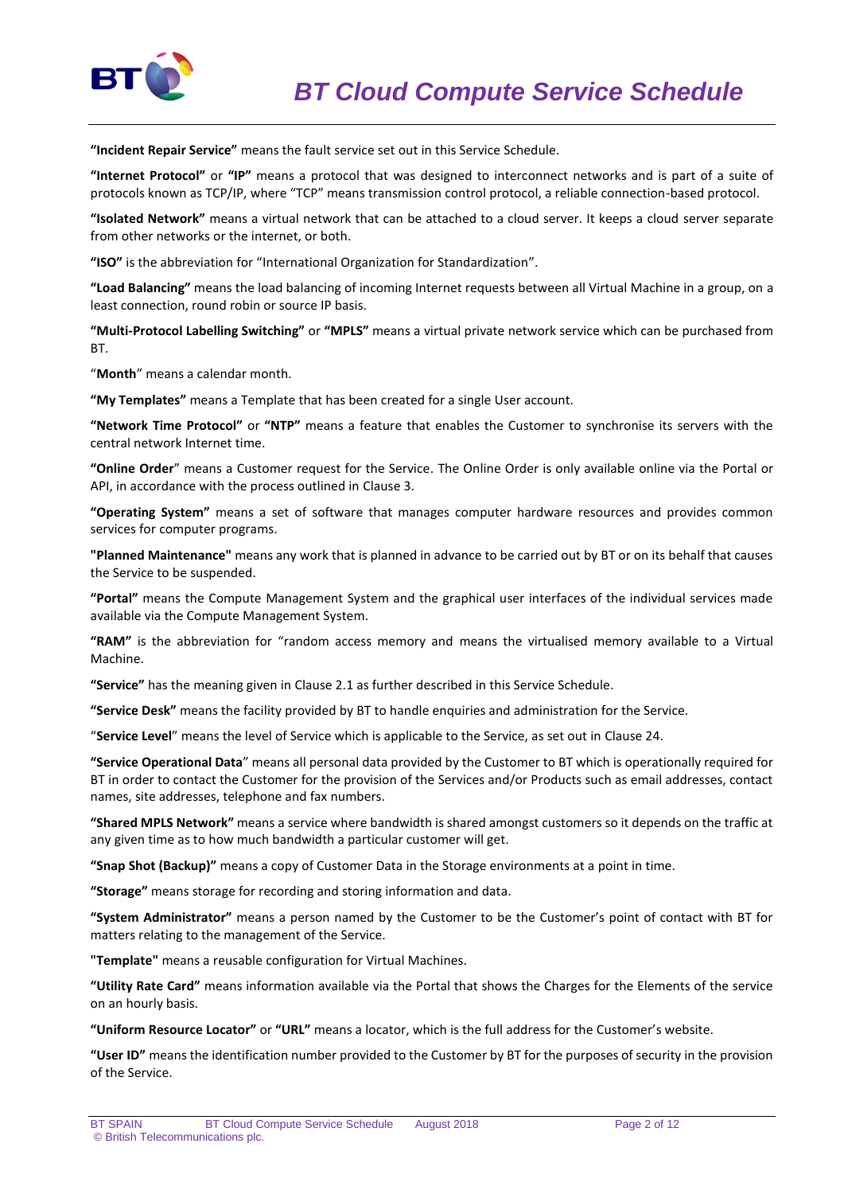**"Incident Repair Service"** means the fault service set out in this Service Schedule.

**"Internet Protocol"** or **"IP"** means a protocol that was designed to interconnect networks and is part of a suite of protocols known as TCP/IP, where "TCP" means transmission control protocol, a reliable connection-based protocol.

**"Isolated Network"** means a virtual network that can be attached to a cloud server. It keeps a cloud server separate from other networks or the internet, or both.

**"ISO"** is the abbreviation for "International Organization for Standardization".

**"Load Balancing"** means the load balancing of incoming Internet requests between all Virtual Machine in a group, on a least connection, round robin or source IP basis.

**"Multi-Protocol Labelling Switching"** or **"MPLS"** means a virtual private network service which can be purchased from BT.

"**Month**" means a calendar month.

**"My Templates"** means a Template that has been created for a single User account.

**"Network Time Protocol"** or **"NTP"** means a feature that enables the Customer to synchronise its servers with the central network Internet time.

**"Online Order**" means a Customer request for the Service. The Online Order is only available online via the Portal or API, in accordance with the process outlined in Clause 3.

**"Operating System"** means a set of software that manages computer hardware resources and provides common services for computer programs.

**"Planned Maintenance"** means any work that is planned in advance to be carried out by BT or on its behalf that causes the Service to be suspended.

**"Portal"** means the Compute Management System and the graphical user interfaces of the individual services made available via the Compute Management System.

**"RAM"** is the abbreviation for "random access memory and means the virtualised memory available to a Virtual Machine.

**"Service"** has the meaning given in Clause 2.1 as further described in this Service Schedule.

**"Service Desk"** means the facility provided by BT to handle enquiries and administration for the Service.

"**Service Level**" means the level of Service which is applicable to the Service, as set out in Clause 24.

**"Service Operational Data**" means all personal data provided by the Customer to BT which is operationally required for BT in order to contact the Customer for the provision of the Services and/or Products such as email addresses, contact names, site addresses, telephone and fax numbers.

**"Shared MPLS Network"** means a service where bandwidth is shared amongst customers so it depends on the traffic at any given time as to how much bandwidth a particular customer will get.

**"Snap Shot (Backup)"** means a copy of Customer Data in the Storage environments at a point in time.

**"Storage"** means storage for recording and storing information and data.

**"System Administrator"** means a person named by the Customer to be the Customer's point of contact with BT for matters relating to the management of the Service.

**"Template"** means a reusable configuration for Virtual Machines.

**"Utility Rate Card"** means information available via the Portal that shows the Charges for the Elements of the service on an hourly basis.

**"Uniform Resource Locator"** or **"URL"** means a locator, which is the full address for the Customer's website.

**"User ID"** means the identification number provided to the Customer by BT for the purposes of security in the provision of the Service.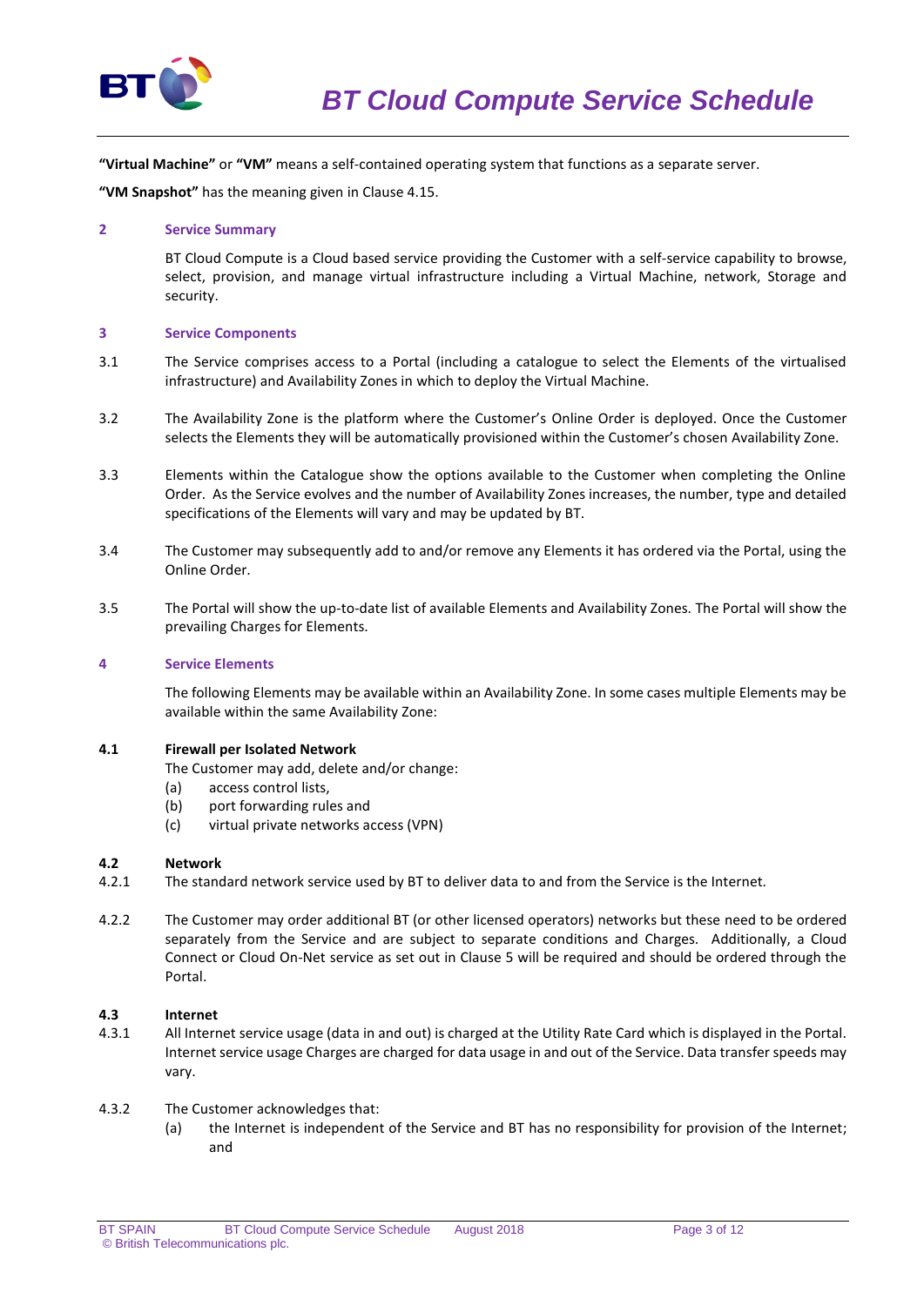**"Virtual Machine"** or **"VM"** means a self-contained operating system that functions as a separate server.

**"VM Snapshot"** has the meaning given in Clause 4.15.

## 2 Service Summary

BT Cloud Compute is a Cloud based service providing the Customer with a self-service capability to browse, select, provision, and manage virtual infrastructure including a Virtual Machine, network, Storage and security.

## 3 Service Components

3.1 The Service comprises access to a Portal (including a catalogue to select the Elements of the virtualised infrastructure) and Availability Zones in which to deploy the Virtual Machine.

3.2 The Availability Zone is the platform where the Customer's Online Order is deployed. Once the Customer selects the Elements they will be automatically provisioned within the Customer's chosen Availability Zone.

3.3 Elements within the Catalogue show the options available to the Customer when completing the Online Order. As the Service evolves and the number of Availability Zones increases, the number, type and detailed specifications of the Elements will vary and may be updated by BT.

3.4 The Customer may subsequently add to and/or remove any Elements it has ordered via the Portal, using the Online Order.

3.5 The Portal will show the up-to-date list of available Elements and Availability Zones. The Portal will show the prevailing Charges for Elements.

## 4 Service Elements

The following Elements may be available within an Availability Zone. In some cases multiple Elements may be available within the same Availability Zone:

### 4.1 Firewall per Isolated Network

The Customer may add, delete and/or change:

(a) access control lists,

(b) port forwarding rules and

(c) virtual private networks access (VPN)

### 4.2 Network

4.2.1 The standard network service used by BT to deliver data to and from the Service is the Internet.

4.2.2 The Customer may order additional BT (or other licensed operators) networks but these need to be ordered separately from the Service and are subject to separate conditions and Charges. Additionally, a Cloud Connect or Cloud On-Net service as set out in Clause 5 will be required and should be ordered through the Portal.

### 4.3 Internet

4.3.1 All Internet service usage (data in and out) is charged at the Utility Rate Card which is displayed in the Portal. Internet service usage Charges are charged for data usage in and out of the Service. Data transfer speeds may vary.

4.3.2 The Customer acknowledges that:

(a) the Internet is independent of the Service and BT has no responsibility for provision of the Internet; and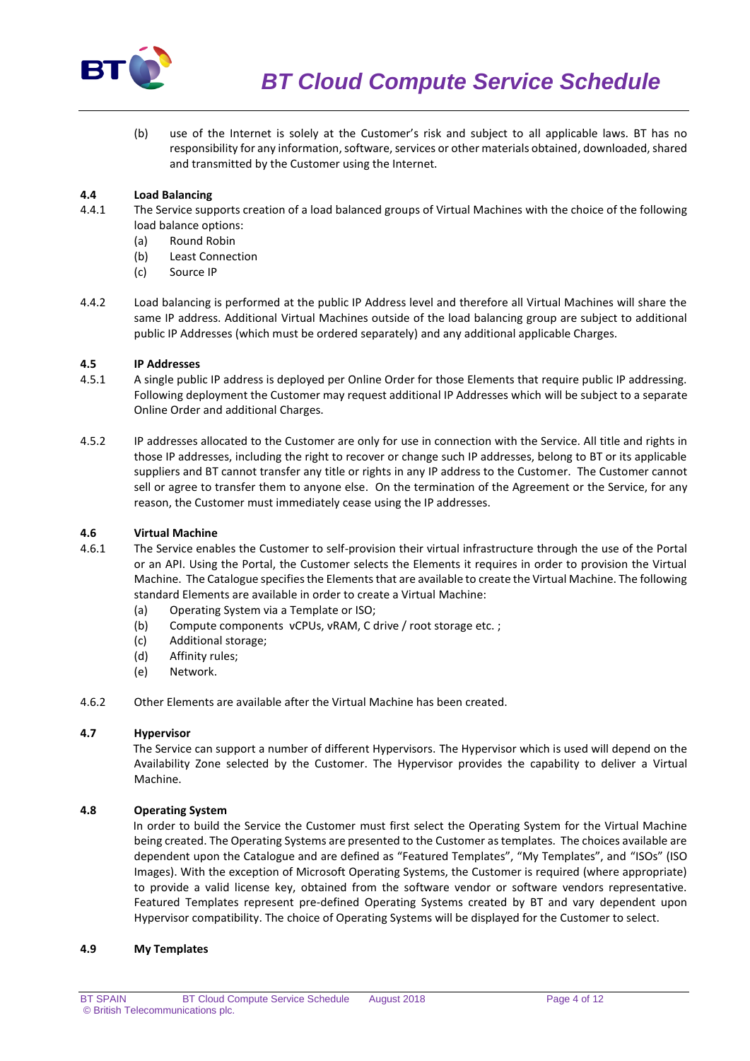(b) use of the Internet is solely at the Customer's risk and subject to all applicable laws. BT has no responsibility for any information, software, services or other materials obtained, downloaded, shared and transmitted by the Customer using the Internet.

### 4.4 Load Balancing

4.4.1 The Service supports creation of a load balanced groups of Virtual Machines with the choice of the following load balance options:

(a) Round Robin

(b) Least Connection

(c) Source IP

4.4.2 Load balancing is performed at the public IP Address level and therefore all Virtual Machines will share the same IP address. Additional Virtual Machines outside of the load balancing group are subject to additional public IP Addresses (which must be ordered separately) and any additional applicable Charges.

### 4.5 IP Addresses

4.5.1 A single public IP address is deployed per Online Order for those Elements that require public IP addressing. Following deployment the Customer may request additional IP Addresses which will be subject to a separate Online Order and additional Charges.

4.5.2 IP addresses allocated to the Customer are only for use in connection with the Service. All title and rights in those IP addresses, including the right to recover or change such IP addresses, belong to BT or its applicable suppliers and BT cannot transfer any title or rights in any IP address to the Customer. The Customer cannot sell or agree to transfer them to anyone else. On the termination of the Agreement or the Service, for any reason, the Customer must immediately cease using the IP addresses.

### 4.6 Virtual Machine

4.6.1 The Service enables the Customer to self-provision their virtual infrastructure through the use of the Portal or an API. Using the Portal, the Customer selects the Elements it requires in order to provision the Virtual Machine. The Catalogue specifies the Elements that are available to create the Virtual Machine. The following standard Elements are available in order to create a Virtual Machine:

(a) Operating System via a Template or ISO;

(b) Compute components vCPUs, vRAM, C drive / root storage etc. ;

(c) Additional storage;

(d) Affinity rules;

(e) Network.

4.6.2 Other Elements are available after the Virtual Machine has been created.

### 4.7 Hypervisor

The Service can support a number of different Hypervisors. The Hypervisor which is used will depend on the Availability Zone selected by the Customer. The Hypervisor provides the capability to deliver a Virtual Machine.

### 4.8 Operating System

In order to build the Service the Customer must first select the Operating System for the Virtual Machine being created. The Operating Systems are presented to the Customer as templates. The choices available are dependent upon the Catalogue and are defined as "Featured Templates", "My Templates", and "ISOs" (ISO Images). With the exception of Microsoft Operating Systems, the Customer is required (where appropriate) to provide a valid license key, obtained from the software vendor or software vendors representative. Featured Templates represent pre-defined Operating Systems created by BT and vary dependent upon Hypervisor compatibility. The choice of Operating Systems will be displayed for the Customer to select.

### 4.9 My Templates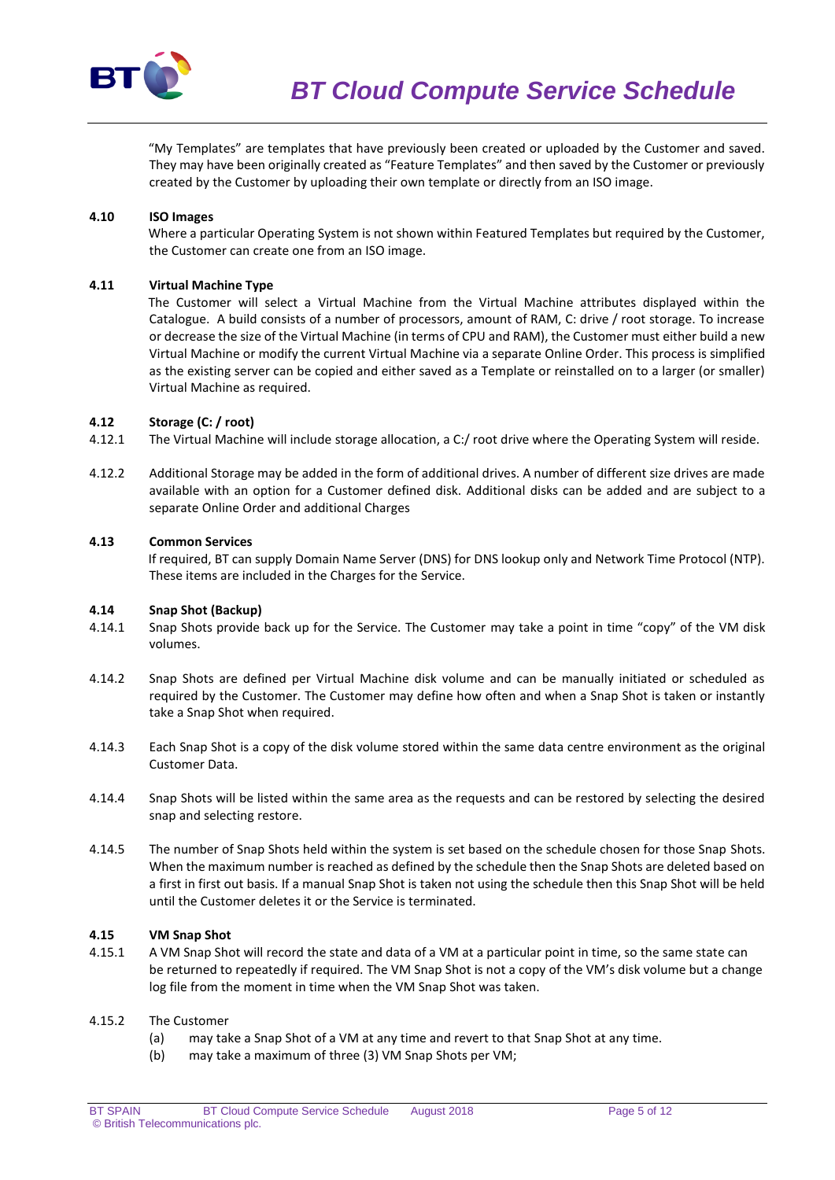"My Templates" are templates that have previously been created or uploaded by the Customer and saved. They may have been originally created as "Feature Templates" and then saved by the Customer or previously created by the Customer by uploading their own template or directly from an ISO image.

**4.10 ISO Images**

Where a particular Operating System is not shown within Featured Templates but required by the Customer, the Customer can create one from an ISO image.

**4.11 Virtual Machine Type**

The Customer will select a Virtual Machine from the Virtual Machine attributes displayed within the Catalogue. A build consists of a number of processors, amount of RAM, C: drive / root storage. To increase or decrease the size of the Virtual Machine (in terms of CPU and RAM), the Customer must either build a new Virtual Machine or modify the current Virtual Machine via a separate Online Order. This process is simplified as the existing server can be copied and either saved as a Template or reinstalled on to a larger (or smaller) Virtual Machine as required.

**4.12 Storage (C: / root)**

4.12.1 The Virtual Machine will include storage allocation, a C:/ root drive where the Operating System will reside.

4.12.2 Additional Storage may be added in the form of additional drives. A number of different size drives are made available with an option for a Customer defined disk. Additional disks can be added and are subject to a separate Online Order and additional Charges

**4.13 Common Services**

If required, BT can supply Domain Name Server (DNS) for DNS lookup only and Network Time Protocol (NTP). These items are included in the Charges for the Service.

**4.14 Snap Shot (Backup)**

4.14.1 Snap Shots provide back up for the Service. The Customer may take a point in time "copy" of the VM disk volumes.

4.14.2 Snap Shots are defined per Virtual Machine disk volume and can be manually initiated or scheduled as required by the Customer. The Customer may define how often and when a Snap Shot is taken or instantly take a Snap Shot when required.

4.14.3 Each Snap Shot is a copy of the disk volume stored within the same data centre environment as the original Customer Data.

4.14.4 Snap Shots will be listed within the same area as the requests and can be restored by selecting the desired snap and selecting restore.

4.14.5 The number of Snap Shots held within the system is set based on the schedule chosen for those Snap Shots. When the maximum number is reached as defined by the schedule then the Snap Shots are deleted based on a first in first out basis. If a manual Snap Shot is taken not using the schedule then this Snap Shot will be held until the Customer deletes it or the Service is terminated.

**4.15 VM Snap Shot**

4.15.1 A VM Snap Shot will record the state and data of a VM at a particular point in time, so the same state can be returned to repeatedly if required. The VM Snap Shot is not a copy of the VM's disk volume but a change log file from the moment in time when the VM Snap Shot was taken.

4.15.2 The Customer

(a) may take a Snap Shot of a VM at any time and revert to that Snap Shot at any time.

(b) may take a maximum of three (3) VM Snap Shots per VM;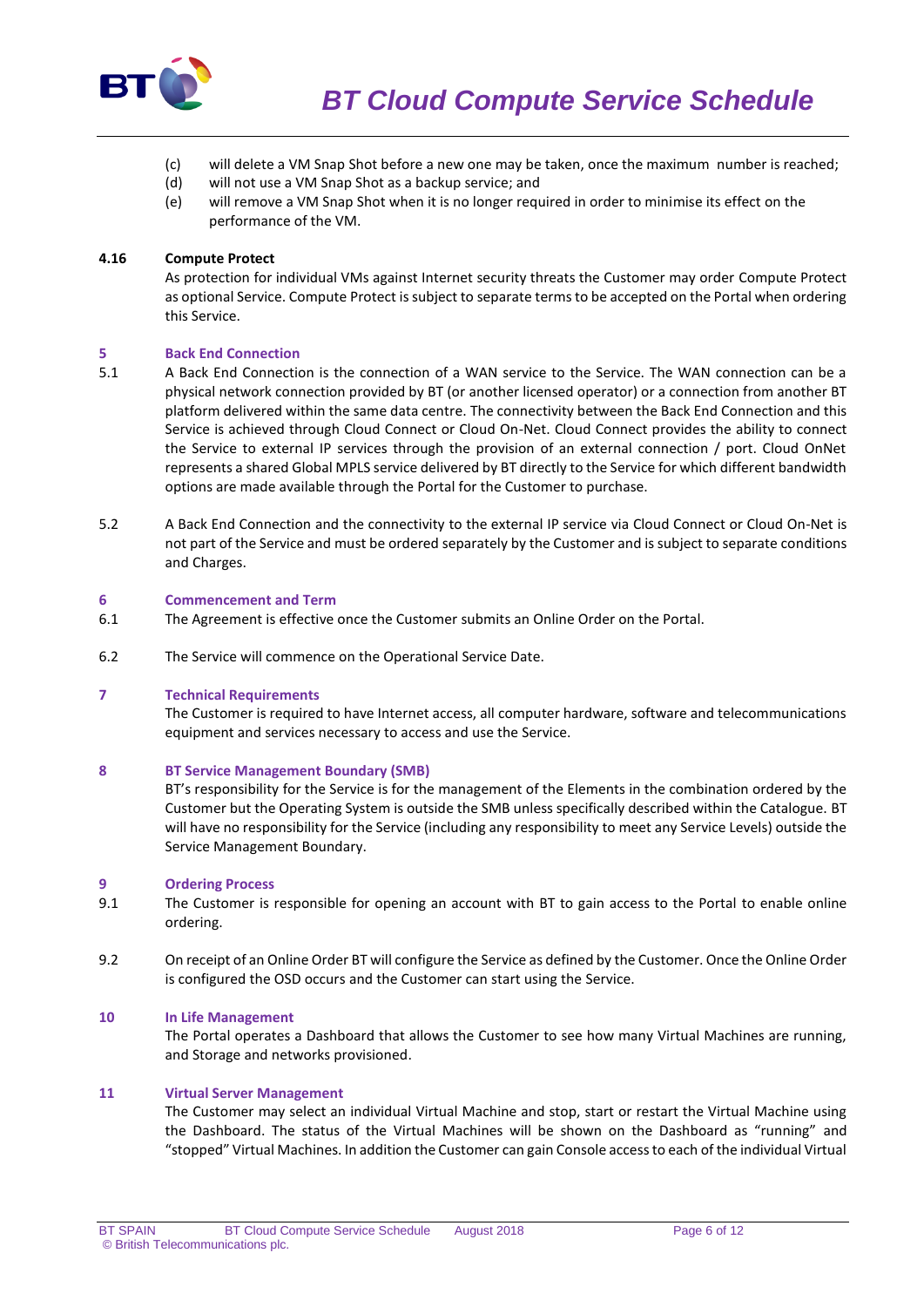(c) will delete a VM Snap Shot before a new one may be taken, once the maximum number is reached;

(d) will not use a VM Snap Shot as a backup service; and

(e) will remove a VM Snap Shot when it is no longer required in order to minimise its effect on the performance of the VM.

**4.16 Compute Protect**

As protection for individual VMs against Internet security threats the Customer may order Compute Protect as optional Service. Compute Protect is subject to separate terms to be accepted on the Portal when ordering this Service.

## 5 Back End Connection

5.1 A Back End Connection is the connection of a WAN service to the Service. The WAN connection can be a physical network connection provided by BT (or another licensed operator) or a connection from another BT platform delivered within the same data centre. The connectivity between the Back End Connection and this Service is achieved through Cloud Connect or Cloud On-Net. Cloud Connect provides the ability to connect the Service to external IP services through the provision of an external connection / port. Cloud OnNet represents a shared Global MPLS service delivered by BT directly to the Service for which different bandwidth options are made available through the Portal for the Customer to purchase.

5.2 A Back End Connection and the connectivity to the external IP service via Cloud Connect or Cloud On-Net is not part of the Service and must be ordered separately by the Customer and is subject to separate conditions and Charges.

## 6 Commencement and Term

6.1 The Agreement is effective once the Customer submits an Online Order on the Portal.

6.2 The Service will commence on the Operational Service Date.

## 7 Technical Requirements

The Customer is required to have Internet access, all computer hardware, software and telecommunications equipment and services necessary to access and use the Service.

## 8 BT Service Management Boundary (SMB)

BT's responsibility for the Service is for the management of the Elements in the combination ordered by the Customer but the Operating System is outside the SMB unless specifically described within the Catalogue. BT will have no responsibility for the Service (including any responsibility to meet any Service Levels) outside the Service Management Boundary.

## 9 Ordering Process

9.1 The Customer is responsible for opening an account with BT to gain access to the Portal to enable online ordering.

9.2 On receipt of an Online Order BT will configure the Service as defined by the Customer. Once the Online Order is configured the OSD occurs and the Customer can start using the Service.

## 10 In Life Management

The Portal operates a Dashboard that allows the Customer to see how many Virtual Machines are running, and Storage and networks provisioned.

## 11 Virtual Server Management

The Customer may select an individual Virtual Machine and stop, start or restart the Virtual Machine using the Dashboard. The status of the Virtual Machines will be shown on the Dashboard as "running" and "stopped" Virtual Machines. In addition the Customer can gain Console access to each of the individual Virtual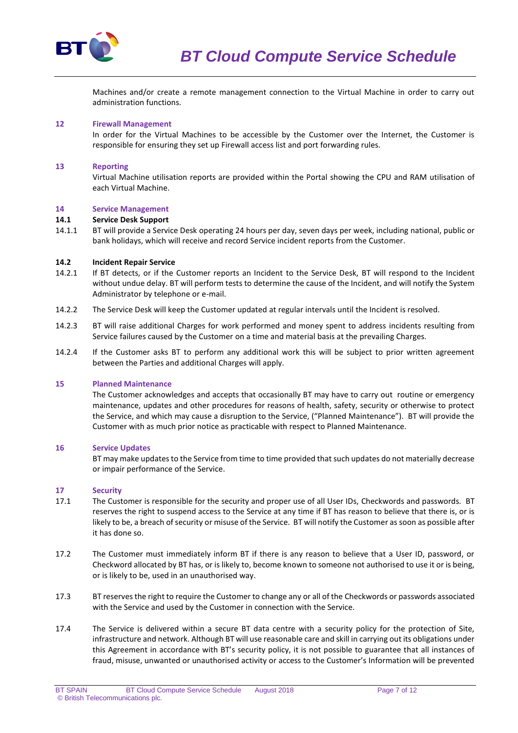Machines and/or create a remote management connection to the Virtual Machine in order to carry out administration functions.

## 12 Firewall Management

In order for the Virtual Machines to be accessible by the Customer over the Internet, the Customer is responsible for ensuring they set up Firewall access list and port forwarding rules.

## 13 Reporting

Virtual Machine utilisation reports are provided within the Portal showing the CPU and RAM utilisation of each Virtual Machine.

## 14 Service Management

### 14.1 Service Desk Support

14.1.1 BT will provide a Service Desk operating 24 hours per day, seven days per week, including national, public or bank holidays, which will receive and record Service incident reports from the Customer.

### 14.2 Incident Repair Service

14.2.1 If BT detects, or if the Customer reports an Incident to the Service Desk, BT will respond to the Incident without undue delay. BT will perform tests to determine the cause of the Incident, and will notify the System Administrator by telephone or e-mail.

14.2.2 The Service Desk will keep the Customer updated at regular intervals until the Incident is resolved.

14.2.3 BT will raise additional Charges for work performed and money spent to address incidents resulting from Service failures caused by the Customer on a time and material basis at the prevailing Charges.

14.2.4 If the Customer asks BT to perform any additional work this will be subject to prior written agreement between the Parties and additional Charges will apply.

## 15 Planned Maintenance

The Customer acknowledges and accepts that occasionally BT may have to carry out routine or emergency maintenance, updates and other procedures for reasons of health, safety, security or otherwise to protect the Service, and which may cause a disruption to the Service, ("Planned Maintenance"). BT will provide the Customer with as much prior notice as practicable with respect to Planned Maintenance.

## 16 Service Updates

BT may make updates to the Service from time to time provided that such updates do not materially decrease or impair performance of the Service.

## 17 Security

17.1 The Customer is responsible for the security and proper use of all User IDs, Checkwords and passwords. BT reserves the right to suspend access to the Service at any time if BT has reason to believe that there is, or is likely to be, a breach of security or misuse of the Service. BT will notify the Customer as soon as possible after it has done so.

17.2 The Customer must immediately inform BT if there is any reason to believe that a User ID, password, or Checkword allocated by BT has, or is likely to, become known to someone not authorised to use it or is being, or is likely to be, used in an unauthorised way.

17.3 BT reserves the right to require the Customer to change any or all of the Checkwords or passwords associated with the Service and used by the Customer in connection with the Service.

17.4 The Service is delivered within a secure BT data centre with a security policy for the protection of Site, infrastructure and network. Although BT will use reasonable care and skill in carrying out its obligations under this Agreement in accordance with BT's security policy, it is not possible to guarantee that all instances of fraud, misuse, unwanted or unauthorised activity or access to the Customer's Information will be prevented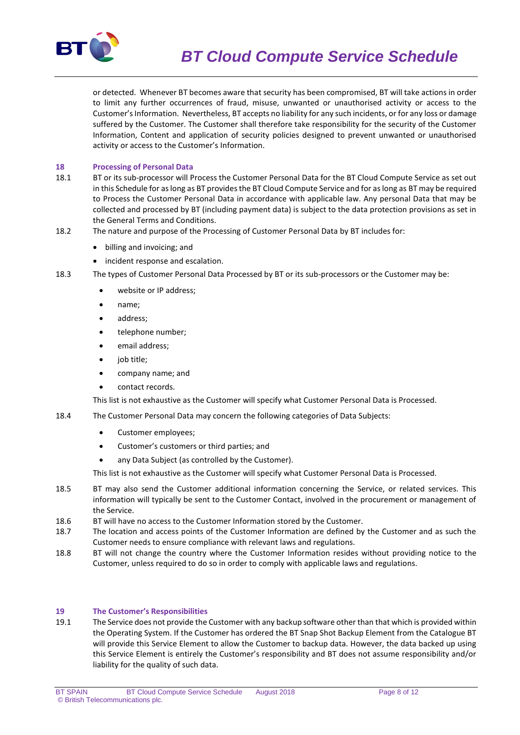or detected. Whenever BT becomes aware that security has been compromised, BT will take actions in order to limit any further occurrences of fraud, misuse, unwanted or unauthorised activity or access to the Customer's Information. Nevertheless, BT accepts no liability for any such incidents, or for any loss or damage suffered by the Customer. The Customer shall therefore take responsibility for the security of the Customer Information, Content and application of security policies designed to prevent unwanted or unauthorised activity or access to the Customer's Information.

## 18 Processing of Personal Data

18.1 BT or its sub-processor will Process the Customer Personal Data for the BT Cloud Compute Service as set out in this Schedule for as long as BT provides the BT Cloud Compute Service and for as long as BT may be required to Process the Customer Personal Data in accordance with applicable law. Any personal Data that may be collected and processed by BT (including payment data) is subject to the data protection provisions as set in the General Terms and Conditions.

18.2 The nature and purpose of the Processing of Customer Personal Data by BT includes for:

- billing and invoicing; and
- incident response and escalation.

18.3 The types of Customer Personal Data Processed by BT or its sub-processors or the Customer may be:

- website or IP address;
- name;
- address;
- telephone number;
- email address;
- job title;
- company name; and
- contact records.

This list is not exhaustive as the Customer will specify what Customer Personal Data is Processed.

18.4 The Customer Personal Data may concern the following categories of Data Subjects:

- Customer employees;
- Customer's customers or third parties; and
- any Data Subject (as controlled by the Customer).

This list is not exhaustive as the Customer will specify what Customer Personal Data is Processed.

18.5 BT may also send the Customer additional information concerning the Service, or related services. This information will typically be sent to the Customer Contact, involved in the procurement or management of the Service.

18.6 BT will have no access to the Customer Information stored by the Customer.

18.7 The location and access points of the Customer Information are defined by the Customer and as such the Customer needs to ensure compliance with relevant laws and regulations.

18.8 BT will not change the country where the Customer Information resides without providing notice to the Customer, unless required to do so in order to comply with applicable laws and regulations.

## 19 The Customer's Responsibilities

19.1 The Service does not provide the Customer with any backup software other than that which is provided within the Operating System. If the Customer has ordered the BT Snap Shot Backup Element from the Catalogue BT will provide this Service Element to allow the Customer to backup data. However, the data backed up using this Service Element is entirely the Customer's responsibility and BT does not assume responsibility and/or liability for the quality of such data.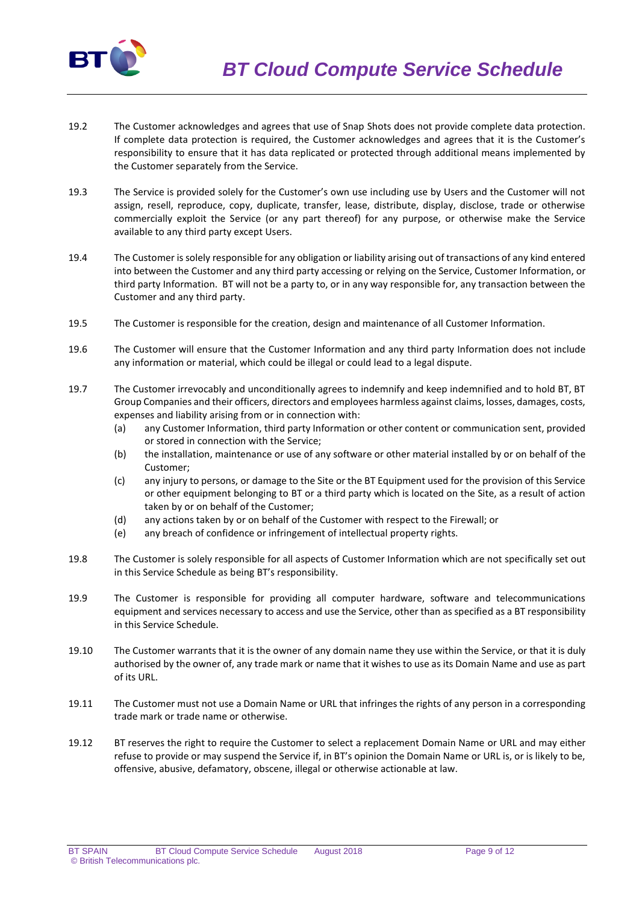19.2 The Customer acknowledges and agrees that use of Snap Shots does not provide complete data protection. If complete data protection is required, the Customer acknowledges and agrees that it is the Customer's responsibility to ensure that it has data replicated or protected through additional means implemented by the Customer separately from the Service.

19.3 The Service is provided solely for the Customer's own use including use by Users and the Customer will not assign, resell, reproduce, copy, duplicate, transfer, lease, distribute, display, disclose, trade or otherwise commercially exploit the Service (or any part thereof) for any purpose, or otherwise make the Service available to any third party except Users.

19.4 The Customer is solely responsible for any obligation or liability arising out of transactions of any kind entered into between the Customer and any third party accessing or relying on the Service, Customer Information, or third party Information. BT will not be a party to, or in any way responsible for, any transaction between the Customer and any third party.

19.5 The Customer is responsible for the creation, design and maintenance of all Customer Information.

19.6 The Customer will ensure that the Customer Information and any third party Information does not include any information or material, which could be illegal or could lead to a legal dispute.

19.7 The Customer irrevocably and unconditionally agrees to indemnify and keep indemnified and to hold BT, BT Group Companies and their officers, directors and employees harmless against claims, losses, damages, costs, expenses and liability arising from or in connection with:

(a) any Customer Information, third party Information or other content or communication sent, provided or stored in connection with the Service;

(b) the installation, maintenance or use of any software or other material installed by or on behalf of the Customer;

(c) any injury to persons, or damage to the Site or the BT Equipment used for the provision of this Service or other equipment belonging to BT or a third party which is located on the Site, as a result of action taken by or on behalf of the Customer;

(d) any actions taken by or on behalf of the Customer with respect to the Firewall; or

(e) any breach of confidence or infringement of intellectual property rights.

19.8 The Customer is solely responsible for all aspects of Customer Information which are not specifically set out in this Service Schedule as being BT's responsibility.

19.9 The Customer is responsible for providing all computer hardware, software and telecommunications equipment and services necessary to access and use the Service, other than as specified as a BT responsibility in this Service Schedule.

19.10 The Customer warrants that it is the owner of any domain name they use within the Service, or that it is duly authorised by the owner of, any trade mark or name that it wishes to use as its Domain Name and use as part of its URL.

19.11 The Customer must not use a Domain Name or URL that infringes the rights of any person in a corresponding trade mark or trade name or otherwise.

19.12 BT reserves the right to require the Customer to select a replacement Domain Name or URL and may either refuse to provide or may suspend the Service if, in BT's opinion the Domain Name or URL is, or is likely to be, offensive, abusive, defamatory, obscene, illegal or otherwise actionable at law.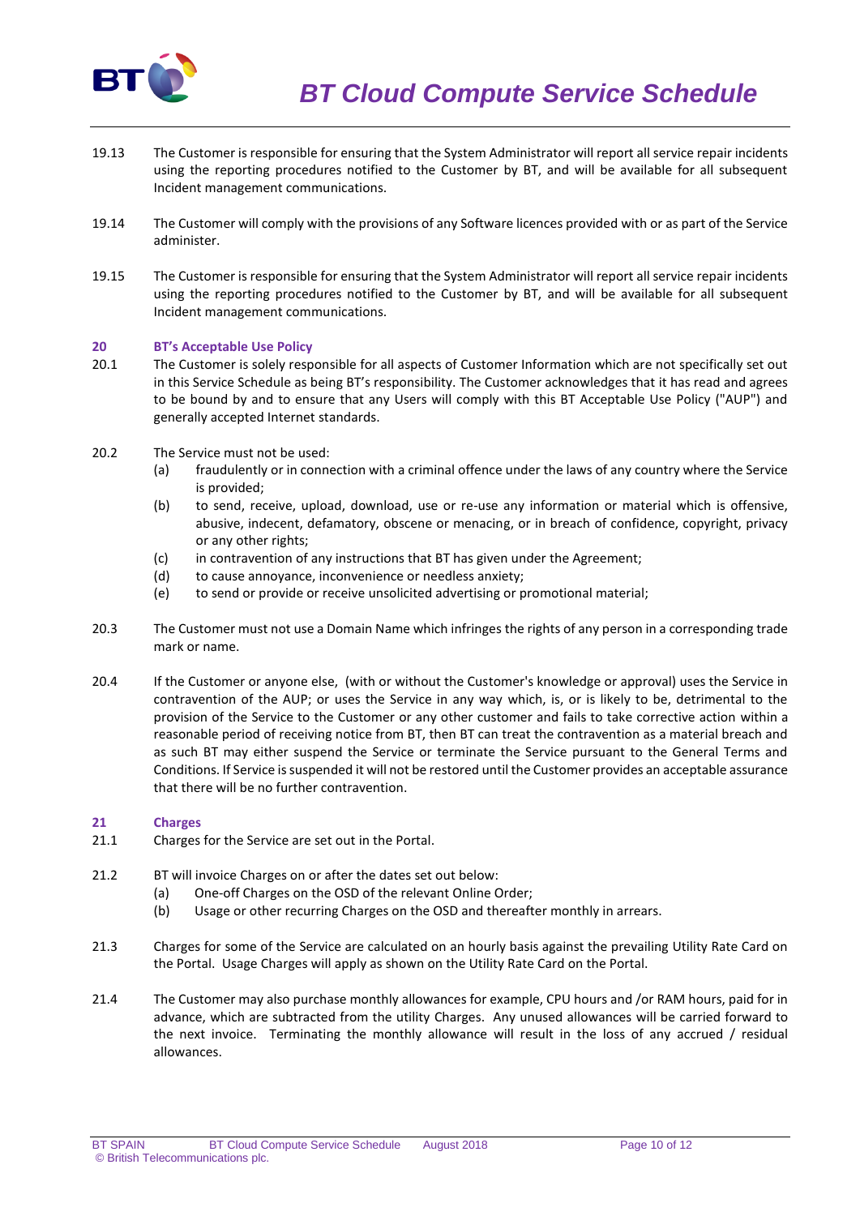19.13 The Customer is responsible for ensuring that the System Administrator will report all service repair incidents using the reporting procedures notified to the Customer by BT, and will be available for all subsequent Incident management communications.

19.14 The Customer will comply with the provisions of any Software licences provided with or as part of the Service administer.

19.15 The Customer is responsible for ensuring that the System Administrator will report all service repair incidents using the reporting procedures notified to the Customer by BT, and will be available for all subsequent Incident management communications.

## 20 BT's Acceptable Use Policy

20.1 The Customer is solely responsible for all aspects of Customer Information which are not specifically set out in this Service Schedule as being BT's responsibility. The Customer acknowledges that it has read and agrees to be bound by and to ensure that any Users will comply with this BT Acceptable Use Policy ("AUP") and generally accepted Internet standards.

20.2 The Service must not be used:

- (a) fraudulently or in connection with a criminal offence under the laws of any country where the Service is provided;
- (b) to send, receive, upload, download, use or re-use any information or material which is offensive, abusive, indecent, defamatory, obscene or menacing, or in breach of confidence, copyright, privacy or any other rights;
- (c) in contravention of any instructions that BT has given under the Agreement;
- (d) to cause annoyance, inconvenience or needless anxiety;
- (e) to send or provide or receive unsolicited advertising or promotional material;

20.3 The Customer must not use a Domain Name which infringes the rights of any person in a corresponding trade mark or name.

20.4 If the Customer or anyone else, (with or without the Customer's knowledge or approval) uses the Service in contravention of the AUP; or uses the Service in any way which, is, or is likely to be, detrimental to the provision of the Service to the Customer or any other customer and fails to take corrective action within a reasonable period of receiving notice from BT, then BT can treat the contravention as a material breach and as such BT may either suspend the Service or terminate the Service pursuant to the General Terms and Conditions. If Service is suspended it will not be restored until the Customer provides an acceptable assurance that there will be no further contravention.

## 21 Charges

21.1 Charges for the Service are set out in the Portal.

21.2 BT will invoice Charges on or after the dates set out below:

- (a) One-off Charges on the OSD of the relevant Online Order;
- (b) Usage or other recurring Charges on the OSD and thereafter monthly in arrears.

21.3 Charges for some of the Service are calculated on an hourly basis against the prevailing Utility Rate Card on the Portal. Usage Charges will apply as shown on the Utility Rate Card on the Portal.

21.4 The Customer may also purchase monthly allowances for example, CPU hours and /or RAM hours, paid for in advance, which are subtracted from the utility Charges. Any unused allowances will be carried forward to the next invoice. Terminating the monthly allowance will result in the loss of any accrued / residual allowances.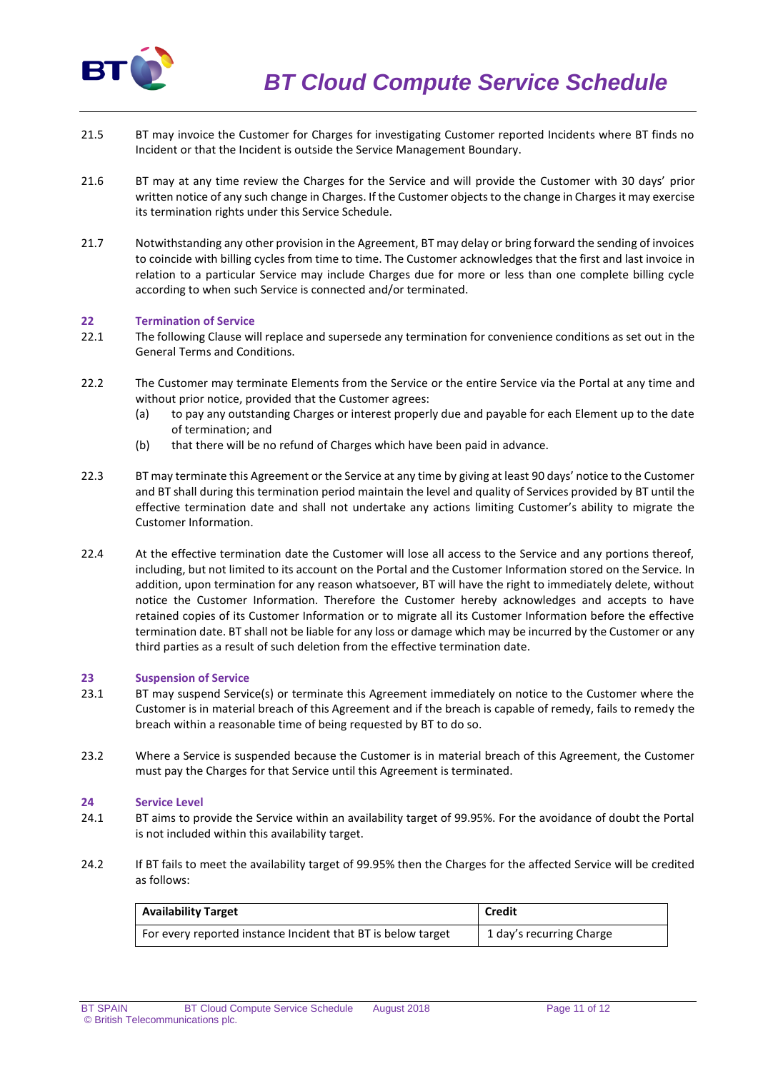21.5 BT may invoice the Customer for Charges for investigating Customer reported Incidents where BT finds no Incident or that the Incident is outside the Service Management Boundary.

21.6 BT may at any time review the Charges for the Service and will provide the Customer with 30 days' prior written notice of any such change in Charges. If the Customer objects to the change in Charges it may exercise its termination rights under this Service Schedule.

21.7 Notwithstanding any other provision in the Agreement, BT may delay or bring forward the sending of invoices to coincide with billing cycles from time to time. The Customer acknowledges that the first and last invoice in relation to a particular Service may include Charges due for more or less than one complete billing cycle according to when such Service is connected and/or terminated.

## 22 Termination of Service

22.1 The following Clause will replace and supersede any termination for convenience conditions as set out in the General Terms and Conditions.

22.2 The Customer may terminate Elements from the Service or the entire Service via the Portal at any time and without prior notice, provided that the Customer agrees:

(a) to pay any outstanding Charges or interest properly due and payable for each Element up to the date of termination; and

(b) that there will be no refund of Charges which have been paid in advance.

22.3 BT may terminate this Agreement or the Service at any time by giving at least 90 days' notice to the Customer and BT shall during this termination period maintain the level and quality of Services provided by BT until the effective termination date and shall not undertake any actions limiting Customer's ability to migrate the Customer Information.

22.4 At the effective termination date the Customer will lose all access to the Service and any portions thereof, including, but not limited to its account on the Portal and the Customer Information stored on the Service. In addition, upon termination for any reason whatsoever, BT will have the right to immediately delete, without notice the Customer Information. Therefore the Customer hereby acknowledges and accepts to have retained copies of its Customer Information or to migrate all its Customer Information before the effective termination date. BT shall not be liable for any loss or damage which may be incurred by the Customer or any third parties as a result of such deletion from the effective termination date.

## 23 Suspension of Service

23.1 BT may suspend Service(s) or terminate this Agreement immediately on notice to the Customer where the Customer is in material breach of this Agreement and if the breach is capable of remedy, fails to remedy the breach within a reasonable time of being requested by BT to do so.

23.2 Where a Service is suspended because the Customer is in material breach of this Agreement, the Customer must pay the Charges for that Service until this Agreement is terminated.

## 24 Service Level

24.1 BT aims to provide the Service within an availability target of 99.95%. For the avoidance of doubt the Portal is not included within this availability target.

24.2 If BT fails to meet the availability target of 99.95% then the Charges for the affected Service will be credited as follows:

| Availability Target | Credit |
|---|---|
| For every reported instance Incident that BT is below target | 1 day's recurring Charge |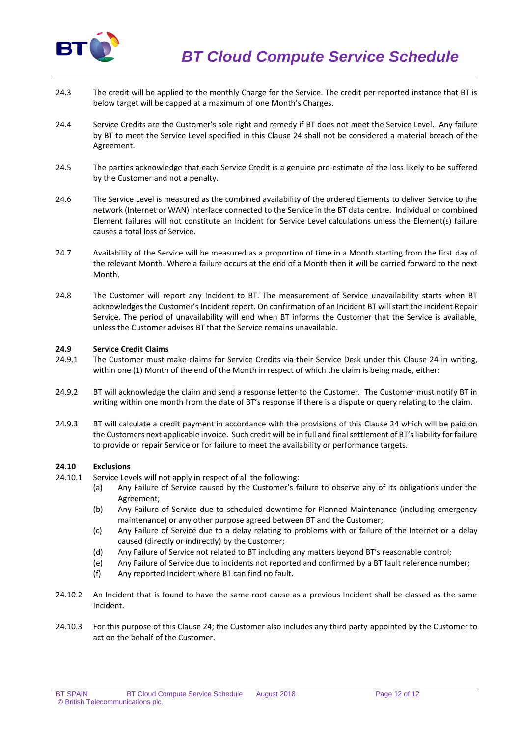24.3 The credit will be applied to the monthly Charge for the Service. The credit per reported instance that BT is below target will be capped at a maximum of one Month's Charges.

24.4 Service Credits are the Customer's sole right and remedy if BT does not meet the Service Level. Any failure by BT to meet the Service Level specified in this Clause 24 shall not be considered a material breach of the Agreement.

24.5 The parties acknowledge that each Service Credit is a genuine pre-estimate of the loss likely to be suffered by the Customer and not a penalty.

24.6 The Service Level is measured as the combined availability of the ordered Elements to deliver Service to the network (Internet or WAN) interface connected to the Service in the BT data centre. Individual or combined Element failures will not constitute an Incident for Service Level calculations unless the Element(s) failure causes a total loss of Service.

24.7 Availability of the Service will be measured as a proportion of time in a Month starting from the first day of the relevant Month. Where a failure occurs at the end of a Month then it will be carried forward to the next Month.

24.8 The Customer will report any Incident to BT. The measurement of Service unavailability starts when BT acknowledges the Customer's Incident report. On confirmation of an Incident BT will start the Incident Repair Service. The period of unavailability will end when BT informs the Customer that the Service is available, unless the Customer advises BT that the Service remains unavailable.

**24.9 Service Credit Claims**

24.9.1 The Customer must make claims for Service Credits via their Service Desk under this Clause 24 in writing, within one (1) Month of the end of the Month in respect of which the claim is being made, either:

24.9.2 BT will acknowledge the claim and send a response letter to the Customer. The Customer must notify BT in writing within one month from the date of BT's response if there is a dispute or query relating to the claim.

24.9.3 BT will calculate a credit payment in accordance with the provisions of this Clause 24 which will be paid on the Customers next applicable invoice. Such credit will be in full and final settlement of BT's liability for failure to provide or repair Service or for failure to meet the availability or performance targets.

**24.10 Exclusions**

24.10.1 Service Levels will not apply in respect of all the following:

(a) Any Failure of Service caused by the Customer's failure to observe any of its obligations under the Agreement;

(b) Any Failure of Service due to scheduled downtime for Planned Maintenance (including emergency maintenance) or any other purpose agreed between BT and the Customer;

(c) Any Failure of Service due to a delay relating to problems with or failure of the Internet or a delay caused (directly or indirectly) by the Customer;

(d) Any Failure of Service not related to BT including any matters beyond BT's reasonable control;

(e) Any Failure of Service due to incidents not reported and confirmed by a BT fault reference number;

(f) Any reported Incident where BT can find no fault.

24.10.2 An Incident that is found to have the same root cause as a previous Incident shall be classed as the same Incident.

24.10.3 For this purpose of this Clause 24; the Customer also includes any third party appointed by the Customer to act on the behalf of the Customer.